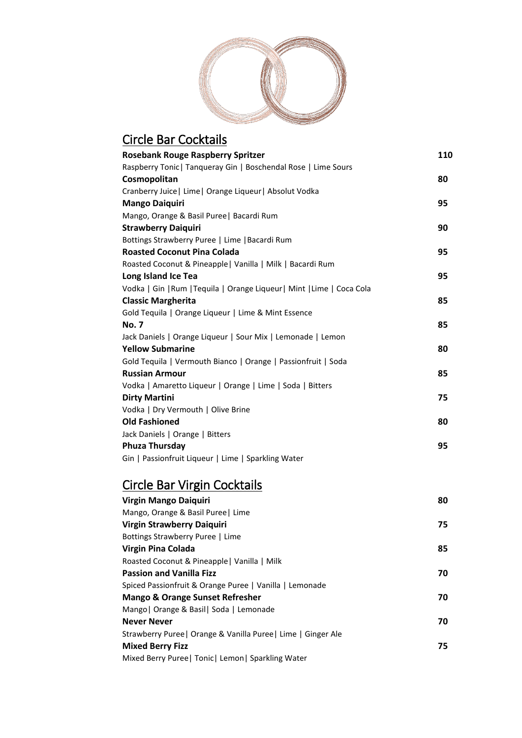## Circle Bar Cocktails

**Rosebank Rouge Raspberry Spritzer** **110**
Raspberry Tonic| Tanqueray Gin | Boschendal Rose | Lime Sours

**Cosmopolitan** **80**
Cranberry Juice| Lime| Orange Liqueur| Absolut Vodka

**Mango Daiquiri** **95**
Mango, Orange & Basil Puree| Bacardi Rum

**Strawberry Daiquiri** **90**
Bottings Strawberry Puree | Lime |Bacardi Rum

**Roasted Coconut Pina Colada** **95**
Roasted Coconut & Pineapple| Vanilla | Milk | Bacardi Rum

**Long Island Ice Tea** **95**
Vodka | Gin |Rum |Tequila | Orange Liqueur| Mint |Lime | Coca Cola

**Classic Margherita** **85**
Gold Tequila | Orange Liqueur | Lime & Mint Essence

**No. 7** **85**
Jack Daniels | Orange Liqueur | Sour Mix | Lemonade | Lemon

**Yellow Submarine** **80**
Gold Tequila | Vermouth Bianco | Orange | Passionfruit | Soda

**Russian Armour** **85**
Vodka | Amaretto Liqueur | Orange | Lime | Soda | Bitters

**Dirty Martini** **75**
Vodka | Dry Vermouth | Olive Brine

**Old Fashioned** **80**
Jack Daniels | Orange | Bitters

**Phuza Thursday** **95**
Gin | Passionfruit Liqueur | Lime | Sparkling Water

## Circle Bar Virgin Cocktails

**Virgin Mango Daiquiri** **80**
Mango, Orange & Basil Puree| Lime

**Virgin Strawberry Daiquiri** **75**
Bottings Strawberry Puree | Lime

**Virgin Pina Colada** **85**
Roasted Coconut & Pineapple| Vanilla | Milk

**Passion and Vanilla Fizz** **70**
Spiced Passionfruit & Orange Puree | Vanilla | Lemonade

**Mango & Orange Sunset Refresher** **70**
Mango| Orange & Basil| Soda | Lemonade

**Never Never** **70**
Strawberry Puree| Orange & Vanilla Puree| Lime | Ginger Ale

**Mixed Berry Fizz** **75**
Mixed Berry Puree| Tonic| Lemon| Sparkling Water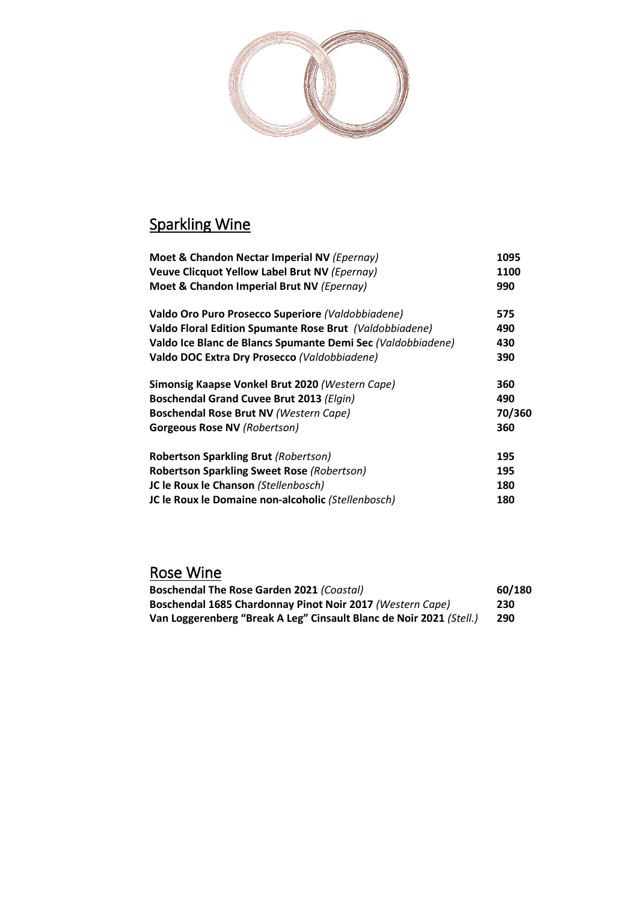## Sparkling Wine

| | |
|---|---|
| **Moet & Chandon Nectar Imperial NV** *(Epernay)* | **1095** |
| **Veuve Clicquot Yellow Label Brut NV** *(Epernay)* | **1100** |
| **Moet & Chandon Imperial Brut NV** *(Epernay)* | **990** |
| | |
| **Valdo Oro Puro Prosecco Superiore** *(Valdobbiadene)* | **575** |
| **Valdo Floral Edition Spumante Rose Brut** *(Valdobbiadene)* | **490** |
| **Valdo Ice Blanc de Blancs Spumante Demi Sec** *(Valdobbiadene)* | **430** |
| **Valdo DOC Extra Dry Prosecco** *(Valdobbiadene)* | **390** |
| | |
| **Simonsig Kaapse Vonkel Brut 2020** *(Western Cape)* | **360** |
| **Boschendal Grand Cuvee Brut 2013** *(Elgin)* | **490** |
| **Boschendal Rose Brut NV** *(Western Cape)* | **70/360** |
| **Gorgeous Rose NV** *(Robertson)* | **360** |
| | |
| **Robertson Sparkling Brut** *(Robertson)* | **195** |
| **Robertson Sparkling Sweet Rose** *(Robertson)* | **195** |
| **JC le Roux le Chanson** *(Stellenbosch)* | **180** |
| **JC le Roux le Domaine non-alcoholic** *(Stellenbosch)* | **180** |

## Rose Wine

| | |
|---|---|
| **Boschendal The Rose Garden 2021** *(Coastal)* | **60/180** |
| **Boschendal 1685 Chardonnay Pinot Noir 2017** *(Western Cape)* | **230** |
| **Van Loggerenberg "Break A Leg" Cinsault Blanc de Noir 2021** *(Stell.)* | **290** |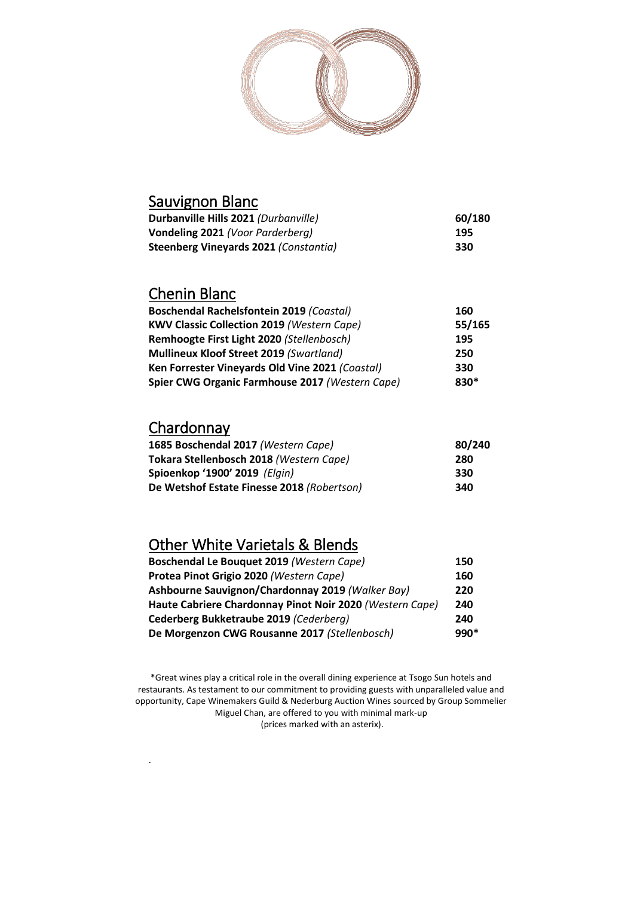## Sauvignon Blanc

| | |
|---|---|
| **Durbanville Hills 2021** *(Durbanville)* | **60/180** |
| **Vondeling 2021** *(Voor Parderberg)* | **195** |
| **Steenberg Vineyards 2021** *(Constantia)* | **330** |

## Chenin Blanc

| | |
|---|---|
| **Boschendal Rachelsfontein 2019** *(Coastal)* | **160** |
| **KWV Classic Collection 2019** *(Western Cape)* | **55/165** |
| **Remhoogte First Light 2020** *(Stellenbosch)* | **195** |
| **Mullineux Kloof Street 2019** *(Swartland)* | **250** |
| **Ken Forrester Vineyards Old Vine 2021** *(Coastal)* | **330** |
| **Spier CWG Organic Farmhouse 2017** *(Western Cape)* | **830*** |

## Chardonnay

| | |
|---|---|
| **1685 Boschendal 2017** *(Western Cape)* | **80/240** |
| **Tokara Stellenbosch 2018** *(Western Cape)* | **280** |
| **Spioenkop '1900' 2019** *(Elgin)* | **330** |
| **De Wetshof Estate Finesse 2018** *(Robertson)* | **340** |

## Other White Varietals & Blends

| | |
|---|---|
| **Boschendal Le Bouquet 2019** *(Western Cape)* | **150** |
| **Protea Pinot Grigio 2020** *(Western Cape)* | **160** |
| **Ashbourne Sauvignon/Chardonnay 2019** *(Walker Bay)* | **220** |
| **Haute Cabriere Chardonnay Pinot Noir 2020** *(Western Cape)* | **240** |
| **Cederberg Bukketraube 2019** *(Cederberg)* | **240** |
| **De Morgenzon CWG Rousanne 2017** *(Stellenbosch)* | **990*** |

*Great wines play a critical role in the overall dining experience at Tsogo Sun hotels and restaurants. As testament to our commitment to providing guests with unparalleled value and opportunity, Cape Winemakers Guild & Nederburg Auction Wines sourced by Group Sommelier Miguel Chan, are offered to you with minimal mark-up (prices marked with an asterix).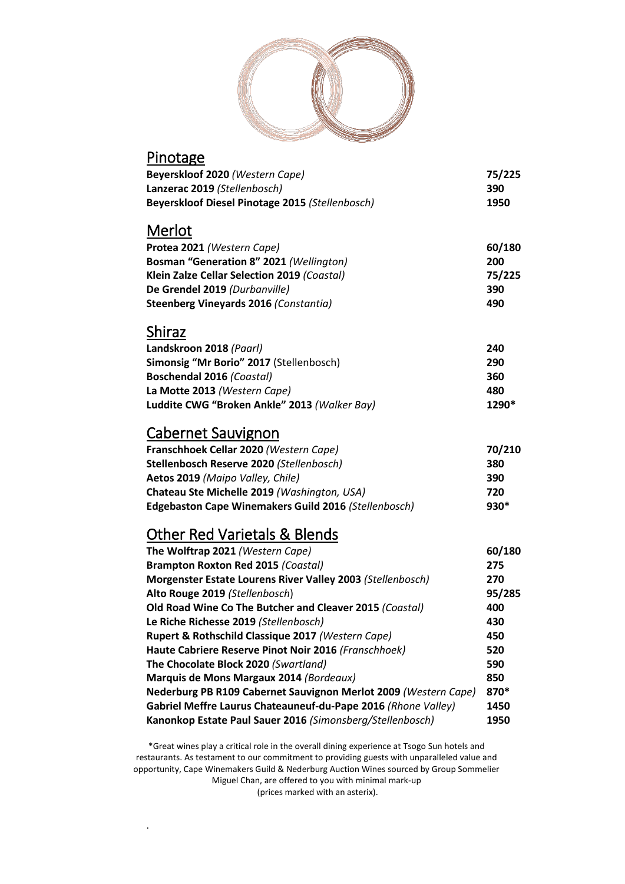## Pinotage

| | |
|---|---|
| **Beyerskloof 2020** *(Western Cape)* | **75/225** |
| **Lanzerac 2019** *(Stellenbosch)* | **390** |
| **Beyerskloof Diesel Pinotage 2015** *(Stellenbosch)* | **1950** |

## Merlot

| | |
|---|---|
| **Protea 2021** *(Western Cape)* | **60/180** |
| **Bosman "Generation 8" 2021** *(Wellington)* | **200** |
| **Klein Zalze Cellar Selection 2019** *(Coastal)* | **75/225** |
| **De Grendel 2019** *(Durbanville)* | **390** |
| **Steenberg Vineyards 2016** *(Constantia)* | **490** |

## Shiraz

| | |
|---|---|
| **Landskroon 2018** *(Paarl)* | **240** |
| **Simonsig "Mr Borio" 2017** (Stellenbosch) | **290** |
| **Boschendal 2016** *(Coastal)* | **360** |
| **La Motte 2013** *(Western Cape)* | **480** |
| **Luddite CWG "Broken Ankle" 2013** *(Walker Bay)* | **1290*** |

## Cabernet Sauvignon

| | |
|---|---|
| **Franschhoek Cellar 2020** *(Western Cape)* | **70/210** |
| **Stellenbosch Reserve 2020** *(Stellenbosch)* | **380** |
| **Aetos 2019** *(Maipo Valley, Chile)* | **390** |
| **Chateau Ste Michelle 2019** *(Washington, USA)* | **720** |
| **Edgebaston Cape Winemakers Guild 2016** *(Stellenbosch)* | **930*** |

## Other Red Varietals & Blends

| | |
|---|---|
| **The Wolftrap 2021** *(Western Cape)* | **60/180** |
| **Brampton Roxton Red 2015** *(Coastal)* | **275** |
| **Morgenster Estate Lourens River Valley 2003** *(Stellenbosch)* | **270** |
| **Alto Rouge 2019** *(Stellenbosch)* | **95/285** |
| **Old Road Wine Co The Butcher and Cleaver 2015** *(Coastal)* | **400** |
| **Le Riche Richesse 2019** *(Stellenbosch)* | **430** |
| **Rupert & Rothschild Classique 2017** *(Western Cape)* | **450** |
| **Haute Cabriere Reserve Pinot Noir 2016** *(Franschhoek)* | **520** |
| **The Chocolate Block 2020** *(Swartland)* | **590** |
| **Marquis de Mons Margaux 2014** *(Bordeaux)* | **850** |
| **Nederburg PB R109 Cabernet Sauvignon Merlot 2009** *(Western Cape)* | **870*** |
| **Gabriel Meffre Laurus Chateauneuf-du-Pape 2016** *(Rhone Valley)* | **1450** |
| **Kanonkop Estate Paul Sauer 2016** *(Simonsberg/Stellenbosch)* | **1950** |

*Great wines play a critical role in the overall dining experience at Tsogo Sun hotels and restaurants. As testament to our commitment to providing guests with unparalleled value and opportunity, Cape Winemakers Guild & Nederburg Auction Wines sourced by Group Sommelier Miguel Chan, are offered to you with minimal mark-up (prices marked with an asterix).